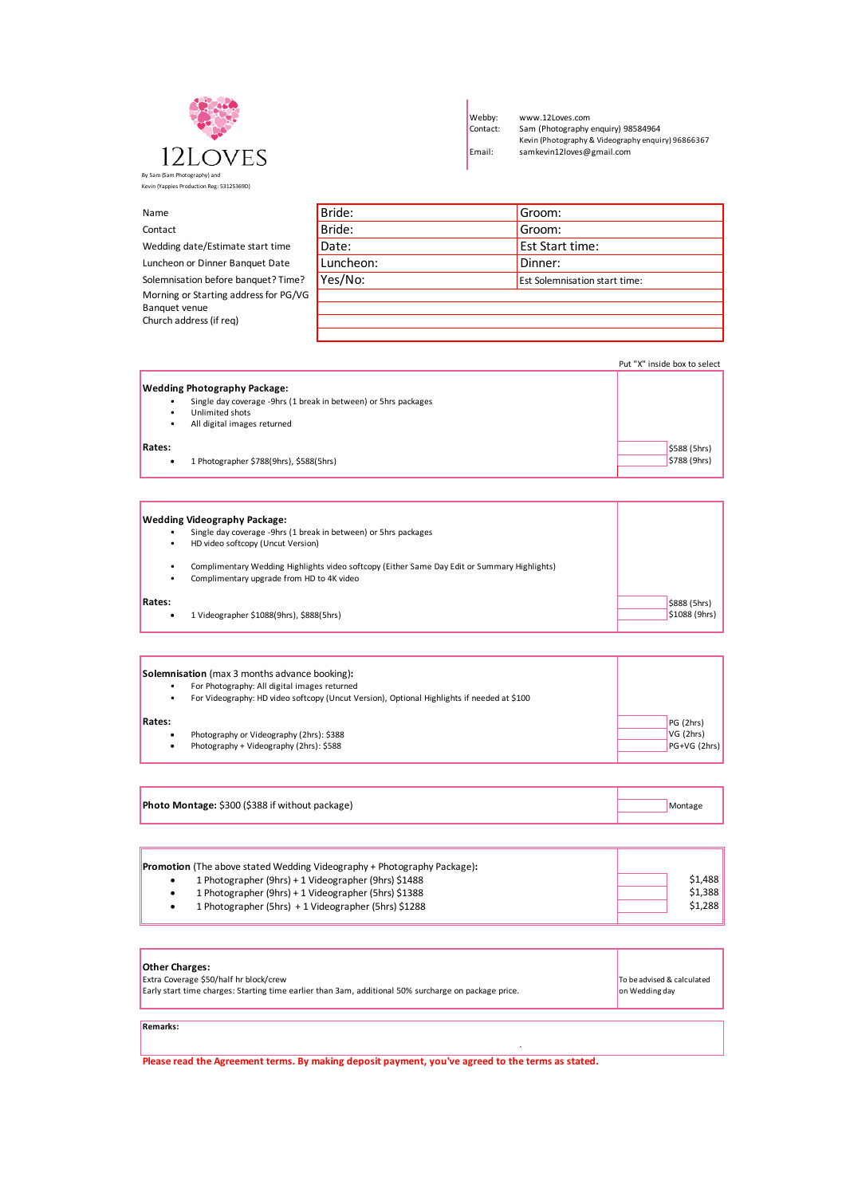# 12LOVES

By Sam (Sam Photography) and
Kevin (Yappies Production Reg: 53125369D)

| | |
|---|---|
| Webby: | www.12Loves.com |
| Contact: | Sam (Photography enquiry) 98584964 |
| | Kevin (Photography & Videography enquiry) 96866367 |
| Email: | samkevin12loves@gmail.com |

| | | |
|---|---|---|
| Name | Bride: | Groom: |
| Contact | Bride: | Groom: |
| Wedding date/Estimate start time | Date: | Est Start time: |
| Luncheon or Dinner Banquet Date | Luncheon: | Dinner: |
| Solemnisation before banquet? Time? | Yes/No: | Est Solemnisation start time: |
| Morning or Starting address for PG/VG | | |
| Banquet venue | | |
| Church address (if req) | | |

Put "X" inside box to select

**Wedding Photography Package:**

- Single day coverage -9hrs (1 break in between) or 5hrs packages
- Unlimited shots
- All digital images returned

**Rates:**

- 1 Photographer $788(9hrs), $588(5hrs)

| Select | Option |
|---|---|
| | $588 (5hrs) |
| | $788 (9hrs) |

**Wedding Videography Package:**

- Single day coverage -9hrs (1 break in between) or 5hrs packages
- HD video softcopy (Uncut Version)
- Complimentary Wedding Highlights video softcopy (Either Same Day Edit or Summary Highlights)
- Complimentary upgrade from HD to 4K video

**Rates:**

- 1 Videographer $1088(9hrs), $888(5hrs)

| Select | Option |
|---|---|
| | $888 (5hrs) |
| | $1088 (9hrs) |

**Solemnisation** (max 3 months advance booking)**:**

- For Photography: All digital images returned
- For Videography: HD video softcopy (Uncut Version), Optional Highlights if needed at $100

**Rates:**

- Photography or Videography (2hrs): $388
- Photography + Videography (2hrs): $588

| Select | Option |
|---|---|
| | PG (2hrs) |
| | VG (2hrs) |
| | PG+VG (2hrs) |

**Photo Montage:** $300 ($388 if without package)

| Select | Option |
|---|---|
| | Montage |

**Promotion** (The above stated Wedding Videography + Photography Package)**:**

- 1 Photographer (9hrs) + 1 Videographer (9hrs) $1488
- 1 Photographer (9hrs) + 1 Videographer (5hrs) $1388
- 1 Photographer (5hrs) + 1 Videographer (5hrs) $1288

| Select | Option |
|---|---|
| | $1,488 |
| | $1,388 |
| | $1,288 |

**Other Charges:**

Extra Coverage $50/half hr block/crew

Early start time charges: Starting time earlier than 3am, additional 50% surcharge on package price.

To be advised & calculated on Wedding day

**Remarks:**

**Please read the Agreement terms. By making deposit payment, you've agreed to the terms as stated.**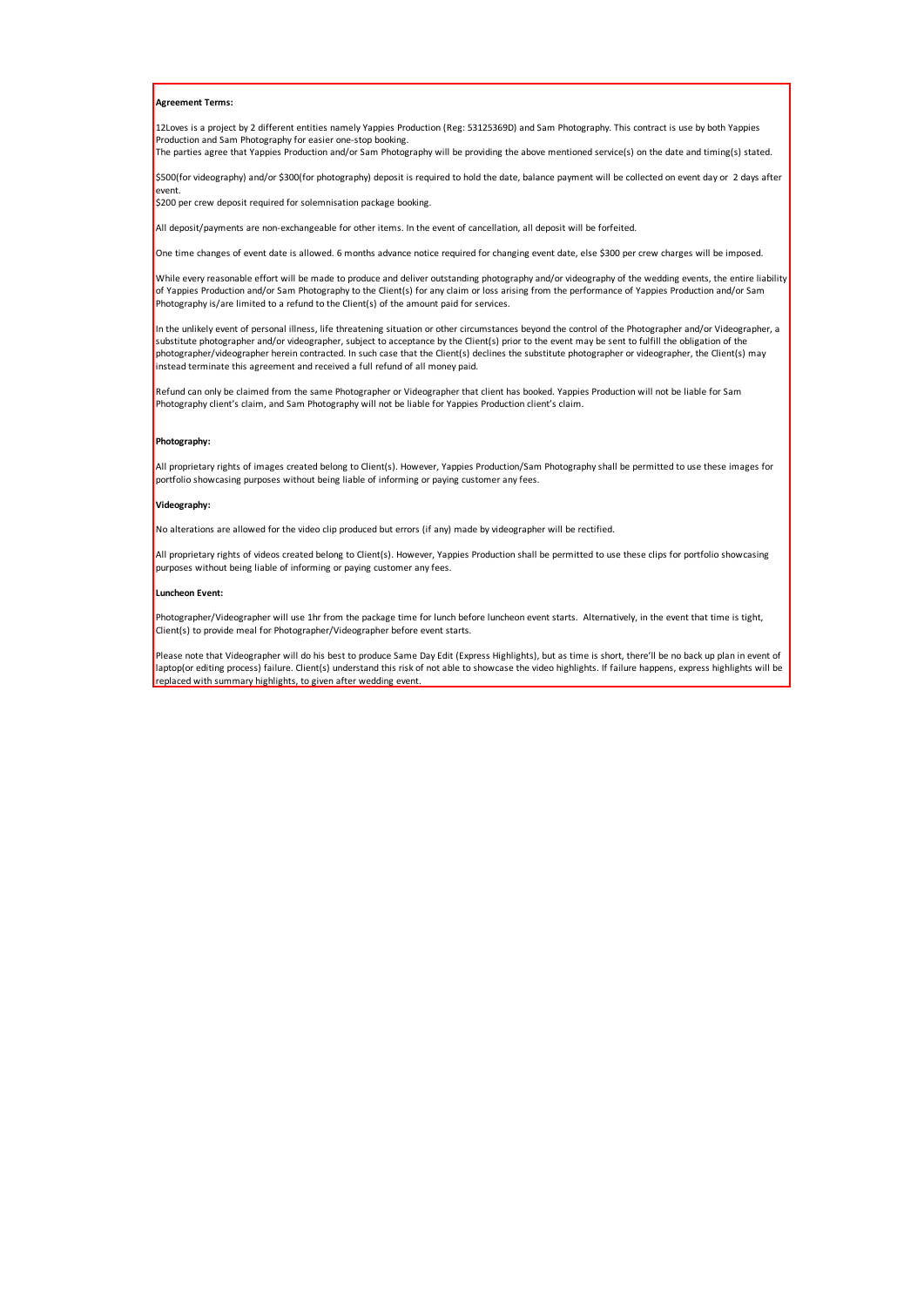**Agreement Terms:**

12Loves is a project by 2 different entities namely Yappies Production (Reg: 53125369D) and Sam Photography. This contract is use by both Yappies Production and Sam Photography for easier one-stop booking.
The parties agree that Yappies Production and/or Sam Photography will be providing the above mentioned service(s) on the date and timing(s) stated.

$500(for videography) and/or $300(for photography) deposit is required to hold the date, balance payment will be collected on event day or 2 days after event.
$200 per crew deposit required for solemnisation package booking.

All deposit/payments are non-exchangeable for other items. In the event of cancellation, all deposit will be forfeited.

One time changes of event date is allowed. 6 months advance notice required for changing event date, else $300 per crew charges will be imposed.

While every reasonable effort will be made to produce and deliver outstanding photography and/or videography of the wedding events, the entire liability of Yappies Production and/or Sam Photography to the Client(s) for any claim or loss arising from the performance of Yappies Production and/or Sam Photography is/are limited to a refund to the Client(s) of the amount paid for services.

In the unlikely event of personal illness, life threatening situation or other circumstances beyond the control of the Photographer and/or Videographer, a substitute photographer and/or videographer, subject to acceptance by the Client(s) prior to the event may be sent to fulfill the obligation of the photographer/videographer herein contracted. In such case that the Client(s) declines the substitute photographer or videographer, the Client(s) may instead terminate this agreement and received a full refund of all money paid.

Refund can only be claimed from the same Photographer or Videographer that client has booked. Yappies Production will not be liable for Sam Photography client's claim, and Sam Photography will not be liable for Yappies Production client's claim.

**Photography:**

All proprietary rights of images created belong to Client(s). However, Yappies Production/Sam Photography shall be permitted to use these images for portfolio showcasing purposes without being liable of informing or paying customer any fees.

**Videography:**

No alterations are allowed for the video clip produced but errors (if any) made by videographer will be rectified.

All proprietary rights of videos created belong to Client(s). However, Yappies Production shall be permitted to use these clips for portfolio showcasing purposes without being liable of informing or paying customer any fees.

**Luncheon Event:**

Photographer/Videographer will use 1hr from the package time for lunch before luncheon event starts. Alternatively, in the event that time is tight, Client(s) to provide meal for Photographer/Videographer before event starts.

Please note that Videographer will do his best to produce Same Day Edit (Express Highlights), but as time is short, there'll be no back up plan in event of laptop(or editing process) failure. Client(s) understand this risk of not able to showcase the video highlights. If failure happens, express highlights will be replaced with summary highlights, to given after wedding event.